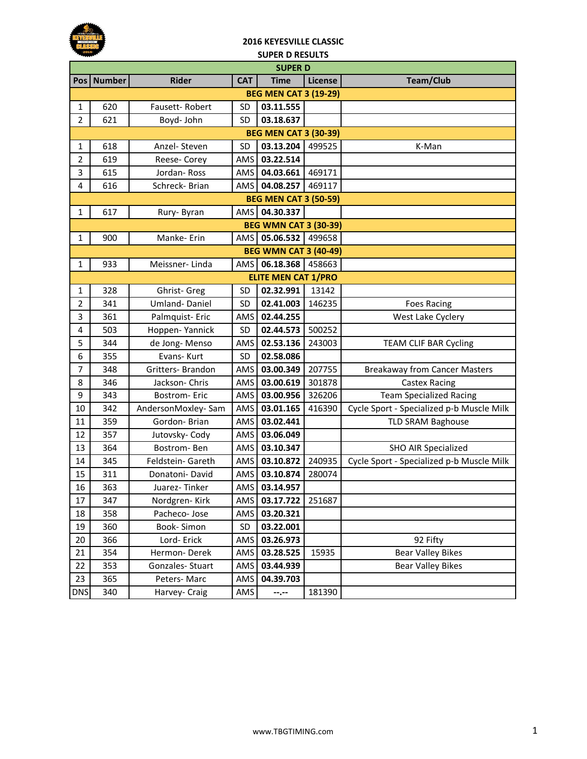## 2016 KEYESVILLE CLASSIC

## SUPER D RESULTS

| SUPER D | | | | | | |
|---|---|---|---|---|---|---|
| **Pos** | **Number** | **Rider** | **CAT** | **Time** | **License** | **Team/Club** |
| | | | **BEG MEN CAT 3 (19-29)** | | | |
| 1 | 620 | Fausett- Robert | SD | **03.11.555** | | |
| 2 | 621 | Boyd- John | SD | **03.18.637** | | |
| | | | **BEG MEN CAT 3 (30-39)** | | | |
| 1 | 618 | Anzel- Steven | SD | **03.13.204** | 499525 | K-Man |
| 2 | 619 | Reese- Corey | AMS | **03.22.514** | | |
| 3 | 615 | Jordan- Ross | AMS | **04.03.661** | 469171 | |
| 4 | 616 | Schreck- Brian | AMS | **04.08.257** | 469117 | |
| | | | **BEG MEN CAT 3 (50-59)** | | | |
| 1 | 617 | Rury- Byran | AMS | **04.30.337** | | |
| | | | **BEG WMN CAT 3 (30-39)** | | | |
| 1 | 900 | Manke- Erin | AMS | **05.06.532** | 499658 | |
| | | | **BEG WMN CAT 3 (40-49)** | | | |
| 1 | 933 | Meissner- Linda | AMS | **06.18.368** | 458663 | |
| | | | **ELITE MEN CAT 1/PRO** | | | |
| 1 | 328 | Ghrist- Greg | SD | **02.32.991** | 13142 | |
| 2 | 341 | Umland- Daniel | SD | **02.41.003** | 146235 | Foes Racing |
| 3 | 361 | Palmquist- Eric | AMS | **02.44.255** | | West Lake Cyclery |
| 4 | 503 | Hoppen- Yannick | SD | **02.44.573** | 500252 | |
| 5 | 344 | de Jong- Menso | AMS | **02.53.136** | 243003 | TEAM CLIF BAR Cycling |
| 6 | 355 | Evans- Kurt | SD | **02.58.086** | | |
| 7 | 348 | Gritters- Brandon | AMS | **03.00.349** | 207755 | Breakaway from Cancer Masters |
| 8 | 346 | Jackson- Chris | AMS | **03.00.619** | 301878 | Castex Racing |
| 9 | 343 | Bostrom- Eric | AMS | **03.00.956** | 326206 | Team Specialized Racing |
| 10 | 342 | AndersonMoxley- Sam | AMS | **03.01.165** | 416390 | Cycle Sport - Specialized p-b Muscle Milk |
| 11 | 359 | Gordon- Brian | AMS | **03.02.441** | | TLD SRAM Baghouse |
| 12 | 357 | Jutovsky- Cody | AMS | **03.06.049** | | |
| 13 | 364 | Bostrom- Ben | AMS | **03.10.347** | | SHO AIR Specialized |
| 14 | 345 | Feldstein- Gareth | AMS | **03.10.872** | 240935 | Cycle Sport - Specialized p-b Muscle Milk |
| 15 | 311 | Donatoni- David | AMS | **03.10.874** | 280074 | |
| 16 | 363 | Juarez- Tinker | AMS | **03.14.957** | | |
| 17 | 347 | Nordgren- Kirk | AMS | **03.17.722** | 251687 | |
| 18 | 358 | Pacheco- Jose | AMS | **03.20.321** | | |
| 19 | 360 | Book- Simon | SD | **03.22.001** | | |
| 20 | 366 | Lord- Erick | AMS | **03.26.973** | | 92 Fifty |
| 21 | 354 | Hermon- Derek | AMS | **03.28.525** | 15935 | Bear Valley Bikes |
| 22 | 353 | Gonzales- Stuart | AMS | **03.44.939** | | Bear Valley Bikes |
| 23 | 365 | Peters- Marc | AMS | **04.39.703** | | |
| DNS | 340 | Harvey- Craig | AMS | **--.--** | 181390 | |

www.TBGTIMING.com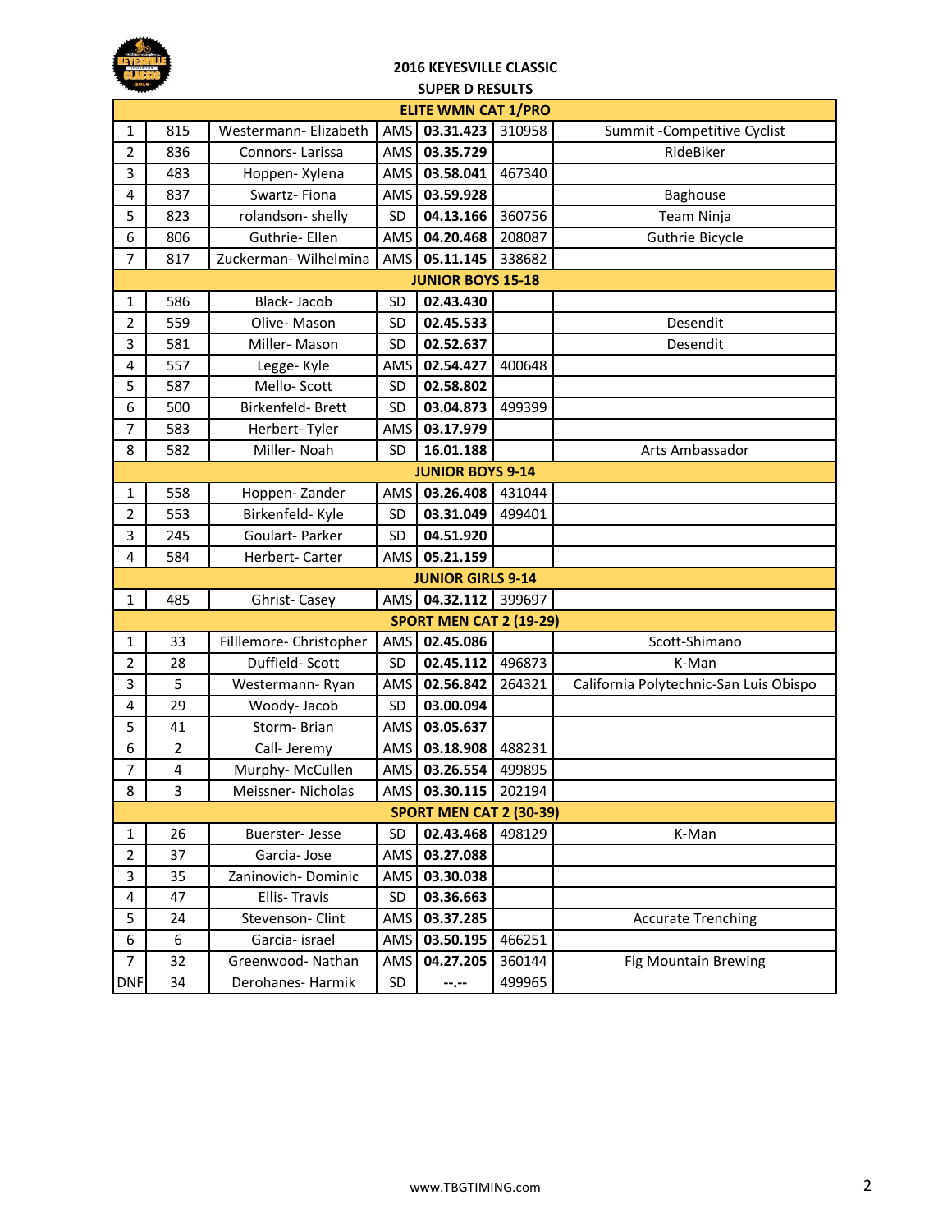## 2016 KEYESVILLE CLASSIC

## SUPER D RESULTS

| | | | | | | |
|---|---|---|---|---|---|---|
| **ELITE WMN CAT 1/PRO** | | | | | | |
| 1 | 815 | Westermann- Elizabeth | AMS | **03.31.423** | 310958 | Summit -Competitive Cyclist |
| 2 | 836 | Connors- Larissa | AMS | **03.35.729** | | RideBiker |
| 3 | 483 | Hoppen- Xylena | AMS | **03.58.041** | 467340 | |
| 4 | 837 | Swartz- Fiona | AMS | **03.59.928** | | Baghouse |
| 5 | 823 | rolandson- shelly | SD | **04.13.166** | 360756 | Team Ninja |
| 6 | 806 | Guthrie- Ellen | AMS | **04.20.468** | 208087 | Guthrie Bicycle |
| 7 | 817 | Zuckerman- Wilhelmina | AMS | **05.11.145** | 338682 | |
| **JUNIOR BOYS 15-18** | | | | | | |
| 1 | 586 | Black- Jacob | SD | **02.43.430** | | |
| 2 | 559 | Olive- Mason | SD | **02.45.533** | | Desendit |
| 3 | 581 | Miller- Mason | SD | **02.52.637** | | Desendit |
| 4 | 557 | Legge- Kyle | AMS | **02.54.427** | 400648 | |
| 5 | 587 | Mello- Scott | SD | **02.58.802** | | |
| 6 | 500 | Birkenfeld- Brett | SD | **03.04.873** | 499399 | |
| 7 | 583 | Herbert- Tyler | AMS | **03.17.979** | | |
| 8 | 582 | Miller- Noah | SD | **16.01.188** | | Arts Ambassador |
| **JUNIOR BOYS 9-14** | | | | | | |
| 1 | 558 | Hoppen- Zander | AMS | **03.26.408** | 431044 | |
| 2 | 553 | Birkenfeld- Kyle | SD | **03.31.049** | 499401 | |
| 3 | 245 | Goulart- Parker | SD | **04.51.920** | | |
| 4 | 584 | Herbert- Carter | AMS | **05.21.159** | | |
| **JUNIOR GIRLS 9-14** | | | | | | |
| 1 | 485 | Ghrist- Casey | AMS | **04.32.112** | 399697 | |
| **SPORT MEN CAT 2 (19-29)** | | | | | | |
| 1 | 33 | Filllemore- Christopher | AMS | **02.45.086** | | Scott-Shimano |
| 2 | 28 | Duffield- Scott | SD | **02.45.112** | 496873 | K-Man |
| 3 | 5 | Westermann- Ryan | AMS | **02.56.842** | 264321 | California Polytechnic-San Luis Obispo |
| 4 | 29 | Woody- Jacob | SD | **03.00.094** | | |
| 5 | 41 | Storm- Brian | AMS | **03.05.637** | | |
| 6 | 2 | Call- Jeremy | AMS | **03.18.908** | 488231 | |
| 7 | 4 | Murphy- McCullen | AMS | **03.26.554** | 499895 | |
| 8 | 3 | Meissner- Nicholas | AMS | **03.30.115** | 202194 | |
| **SPORT MEN CAT 2 (30-39)** | | | | | | |
| 1 | 26 | Buerster- Jesse | SD | **02.43.468** | 498129 | K-Man |
| 2 | 37 | Garcia- Jose | AMS | **03.27.088** | | |
| 3 | 35 | Zaninovich- Dominic | AMS | **03.30.038** | | |
| 4 | 47 | Ellis- Travis | SD | **03.36.663** | | |
| 5 | 24 | Stevenson- Clint | AMS | **03.37.285** | | Accurate Trenching |
| 6 | 6 | Garcia- israel | AMS | **03.50.195** | 466251 | |
| 7 | 32 | Greenwood- Nathan | AMS | **04.27.205** | 360144 | Fig Mountain Brewing |
| DNF | 34 | Derohanes- Harmik | SD | **--.--** | 499965 | |

www.TBGTIMING.com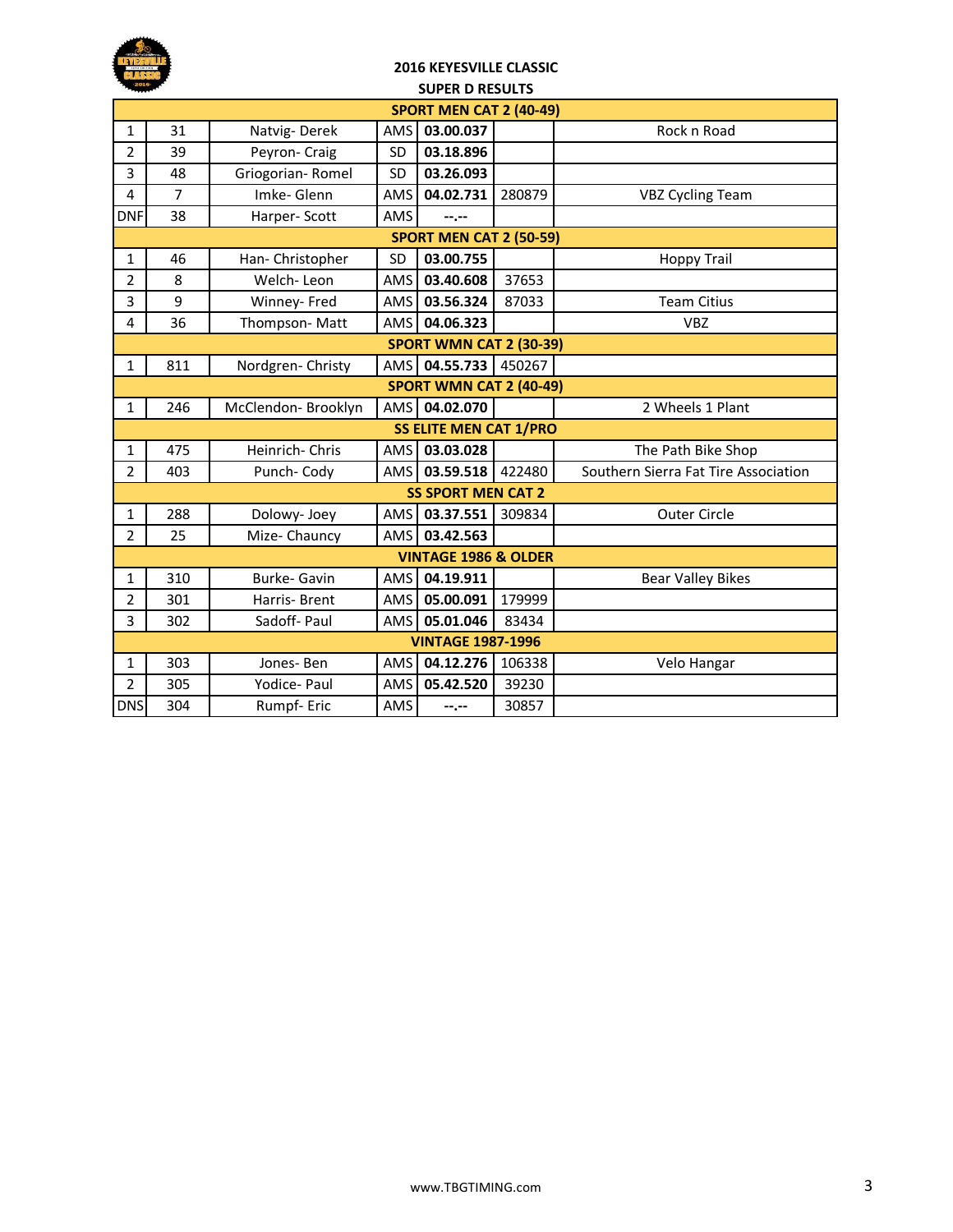# 2016 KEYESVILLE CLASSIC

## SUPER D RESULTS

| | | | | | | |
|---|---|---|---|---|---|---|
| **SPORT MEN CAT 2 (40-49)** | | | | | | |
| 1 | 31 | Natvig- Derek | AMS | **03.00.037** | | Rock n Road |
| 2 | 39 | Peyron- Craig | SD | **03.18.896** | | |
| 3 | 48 | Griogorian- Romel | SD | **03.26.093** | | |
| 4 | 7 | Imke- Glenn | AMS | **04.02.731** | 280879 | VBZ Cycling Team |
| DNF | 38 | Harper- Scott | AMS | **--.--** | | |
| **SPORT MEN CAT 2 (50-59)** | | | | | | |
| 1 | 46 | Han- Christopher | SD | **03.00.755** | | Hoppy Trail |
| 2 | 8 | Welch- Leon | AMS | **03.40.608** | 37653 | |
| 3 | 9 | Winney- Fred | AMS | **03.56.324** | 87033 | Team Citius |
| 4 | 36 | Thompson- Matt | AMS | **04.06.323** | | VBZ |
| **SPORT WMN CAT 2 (30-39)** | | | | | | |
| 1 | 811 | Nordgren- Christy | AMS | **04.55.733** | 450267 | |
| **SPORT WMN CAT 2 (40-49)** | | | | | | |
| 1 | 246 | McClendon- Brooklyn | AMS | **04.02.070** | | 2 Wheels 1 Plant |
| **SS ELITE MEN CAT 1/PRO** | | | | | | |
| 1 | 475 | Heinrich- Chris | AMS | **03.03.028** | | The Path Bike Shop |
| 2 | 403 | Punch- Cody | AMS | **03.59.518** | 422480 | Southern Sierra Fat Tire Association |
| **SS SPORT MEN CAT 2** | | | | | | |
| 1 | 288 | Dolowy- Joey | AMS | **03.37.551** | 309834 | Outer Circle |
| 2 | 25 | Mize- Chauncy | AMS | **03.42.563** | | |
| **VINTAGE 1986 & OLDER** | | | | | | |
| 1 | 310 | Burke- Gavin | AMS | **04.19.911** | | Bear Valley Bikes |
| 2 | 301 | Harris- Brent | AMS | **05.00.091** | 179999 | |
| 3 | 302 | Sadoff- Paul | AMS | **05.01.046** | 83434 | |
| **VINTAGE 1987-1996** | | | | | | |
| 1 | 303 | Jones- Ben | AMS | **04.12.276** | 106338 | Velo Hangar |
| 2 | 305 | Yodice- Paul | AMS | **05.42.520** | 39230 | |
| DNS | 304 | Rumpf- Eric | AMS | **--.--** | 30857 | |

www.TBGTIMING.com